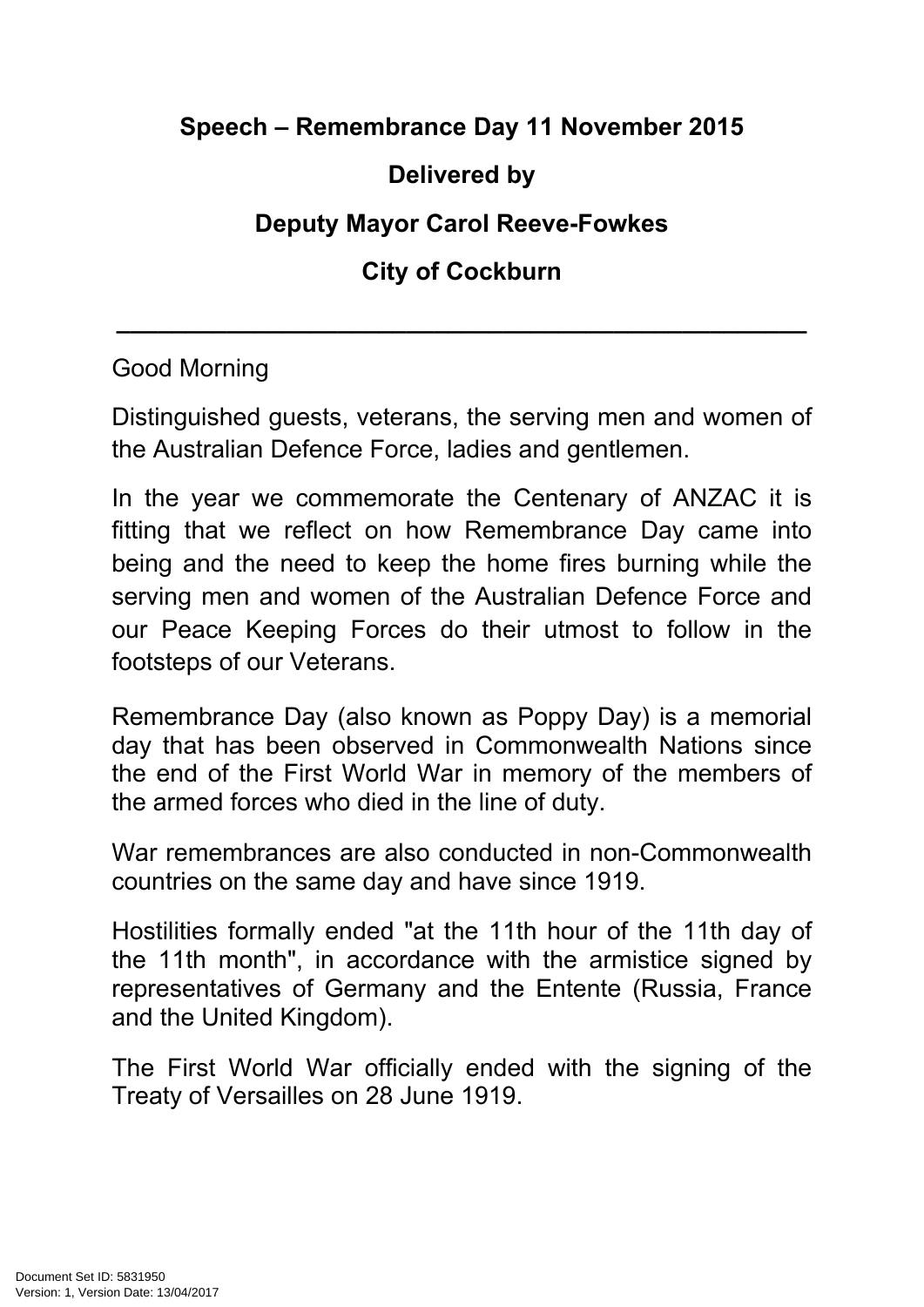**Speech – Remembrance Day 11 November 2015**

**Delivered by**

**Deputy Mayor Carol Reeve-Fowkes**

**City of Cockburn**

---

Good Morning

Distinguished guests, veterans, the serving men and women of the Australian Defence Force, ladies and gentlemen.

In the year we commemorate the Centenary of ANZAC it is fitting that we reflect on how Remembrance Day came into being and the need to keep the home fires burning while the serving men and women of the Australian Defence Force and our Peace Keeping Forces do their utmost to follow in the footsteps of our Veterans.

Remembrance Day (also known as Poppy Day) is a memorial day that has been observed in Commonwealth Nations since the end of the First World War in memory of the members of the armed forces who died in the line of duty.

War remembrances are also conducted in non-Commonwealth countries on the same day and have since 1919.

Hostilities formally ended "at the 11th hour of the 11th day of the 11th month", in accordance with the armistice signed by representatives of Germany and the Entente (Russia, France and the United Kingdom).

The First World War officially ended with the signing of the Treaty of Versailles on 28 June 1919.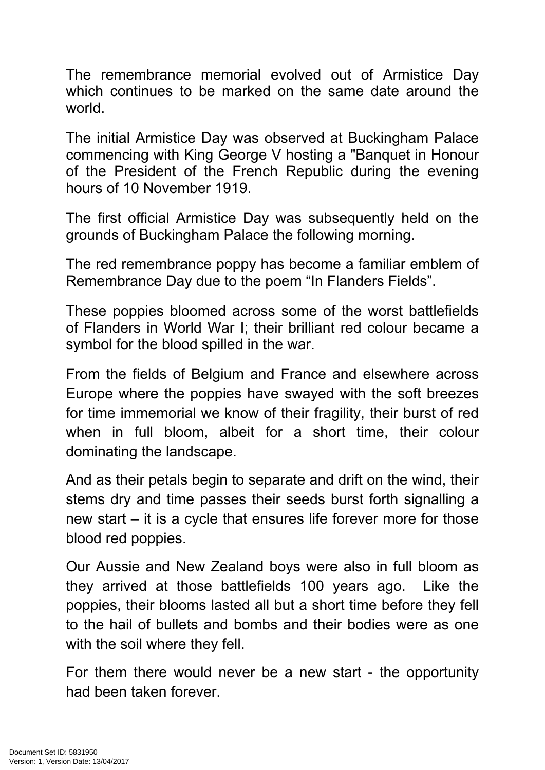The remembrance memorial evolved out of Armistice Day which continues to be marked on the same date around the world.

The initial Armistice Day was observed at Buckingham Palace commencing with King George V hosting a "Banquet in Honour of the President of the French Republic during the evening hours of 10 November 1919.

The first official Armistice Day was subsequently held on the grounds of Buckingham Palace the following morning.

The red remembrance poppy has become a familiar emblem of Remembrance Day due to the poem “In Flanders Fields”.

These poppies bloomed across some of the worst battlefields of Flanders in World War I; their brilliant red colour became a symbol for the blood spilled in the war.

From the fields of Belgium and France and elsewhere across Europe where the poppies have swayed with the soft breezes for time immemorial we know of their fragility, their burst of red when in full bloom, albeit for a short time, their colour dominating the landscape.

And as their petals begin to separate and drift on the wind, their stems dry and time passes their seeds burst forth signalling a new start – it is a cycle that ensures life forever more for those blood red poppies.

Our Aussie and New Zealand boys were also in full bloom as they arrived at those battlefields 100 years ago. Like the poppies, their blooms lasted all but a short time before they fell to the hail of bullets and bombs and their bodies were as one with the soil where they fell.

For them there would never be a new start - the opportunity had been taken forever.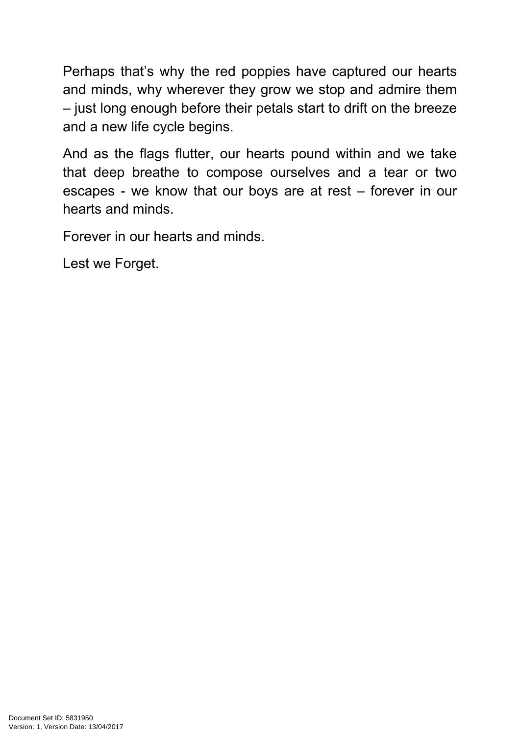Perhaps that's why the red poppies have captured our hearts and minds, why wherever they grow we stop and admire them – just long enough before their petals start to drift on the breeze and a new life cycle begins.

And as the flags flutter, our hearts pound within and we take that deep breathe to compose ourselves and a tear or two escapes - we know that our boys are at rest – forever in our hearts and minds.

Forever in our hearts and minds.

Lest we Forget.